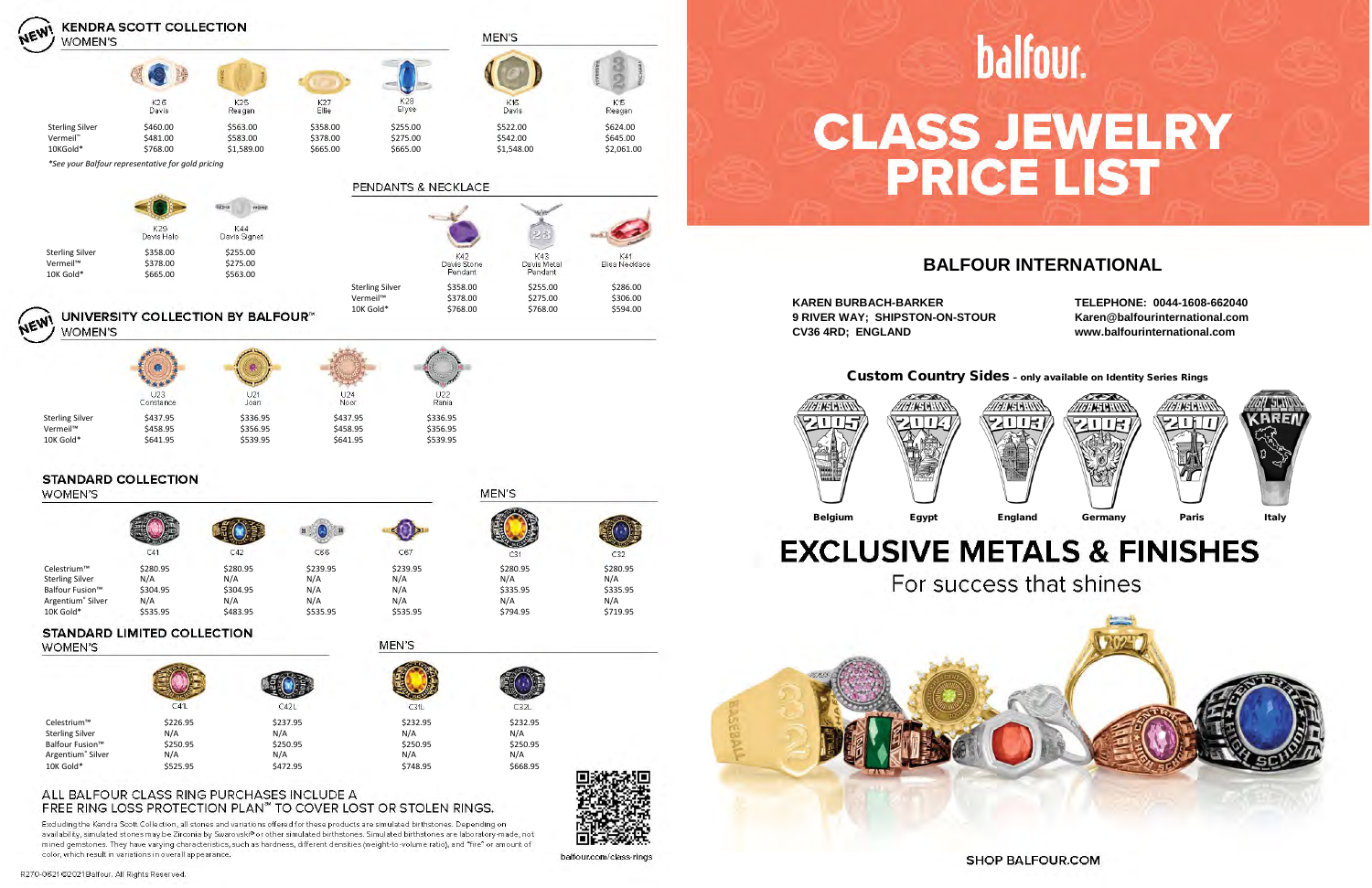# KENDRA SCOTT COLLECTION

NEW!

## WOMEN'S

| | K26 Davis | K25 Reagan | K27 Ellie | K28 Elyse |
|---|---|---|---|---|
| Sterling Silver | $460.00 | $563.00 | $358.00 | $255.00 |
| Vermeil™ | $481.00 | $583.00 | $378.00 | $275.00 |
| 10KGold* | $768.00 | $1,589.00 | $665.00 | $665.00 |

## MEN'S

| | K16 Davis | K15 Reagan |
|---|---|---|
| Sterling Silver | $522.00 | $624.00 |
| Vermeil™ | $542.00 | $645.00 |
| 10KGold* | $1,548.00 | $2,061.00 |

*See your Balfour representative for gold pricing

| | K29 Davis Halo | K44 Davis Signet |
|---|---|---|
| Sterling Silver | $358.00 | $255.00 |
| Vermeil™ | $378.00 | $275.00 |
| 10K Gold* | $665.00 | $563.00 |

## PENDANTS & NECKLACE

| | K42 Davis Stone Pendant | K43 Davis Metal Pendant | K41 Elisa Necklace |
|---|---|---|---|
| Sterling Silver | $358.00 | $255.00 | $286.00 |
| Vermeil™ | $378.00 | $275.00 | $306.00 |
| 10K Gold* | $768.00 | $768.00 | $594.00 |

# UNIVERSITY COLLECTION BY BALFOUR™

NEW!

## WOMEN'S

| | U23 Constance | U21 Joan | U24 Noor | U22 Rania |
|---|---|---|---|---|
| Sterling Silver | $437.95 | $336.95 | $437.95 | $336.95 |
| Vermeil™ | $458.95 | $356.95 | $458.95 | $356.95 |
| 10K Gold* | $641.95 | $539.95 | $641.95 | $539.95 |

# STANDARD COLLECTION

## WOMEN'S

| | C41 | C42 | C66 | C67 |
|---|---|---|---|---|
| Celestrium™ | $280.95 | $280.95 | $239.95 | $239.95 |
| Sterling Silver | N/A | N/A | N/A | N/A |
| Balfour Fusion™ | $304.95 | $304.95 | N/A | N/A |
| Argentium® Silver | N/A | N/A | N/A | N/A |
| 10K Gold* | $535.95 | $483.95 | $535.95 | $535.95 |

## MEN'S

| | C31 | C32 |
|---|---|---|
| Celestrium™ | $280.95 | $280.95 |
| Sterling Silver | N/A | N/A |
| Balfour Fusion™ | $335.95 | $335.95 |
| Argentium® Silver | N/A | N/A |
| 10K Gold* | $794.95 | $719.95 |

# STANDARD LIMITED COLLECTION

## WOMEN'S

| | C41L | C42L |
|---|---|---|
| Celestrium™ | $226.95 | $237.95 |
| Sterling Silver | N/A | N/A |
| Balfour Fusion™ | $250.95 | $250.95 |
| Argentium® Silver | N/A | N/A |
| 10K Gold* | $525.95 | $472.95 |

## MEN'S

| | C31L | C32L |
|---|---|---|
| Celestrium™ | $232.95 | $232.95 |
| Sterling Silver | N/A | N/A |
| Balfour Fusion™ | $250.95 | $250.95 |
| Argentium® Silver | N/A | N/A |
| 10K Gold* | $748.95 | $668.95 |

ALL BALFOUR CLASS RING PURCHASES INCLUDE A FREE RING LOSS PROTECTION PLAN™ TO COVER LOST OR STOLEN RINGS.

Excluding the Kendra Scott Collection, all stones and variations offered for these products are simulated birthstones. Depending on availability, simulated stones may be Zirconia by Swarovski® or other simulated birthstones. Simulated birthstones are laboratory-made, not mined gemstones. They have varying characteristics, such as hardness, different densities (weight-to-volume ratio), and "fire" or amount of color, which result in variations in overall appearance.

balfour.com/class-rings

R270-0621 ©2021Balfour. All Rights Reserved.

balfour.

# CLASS JEWELRY PRICE LIST

## BALFOUR INTERNATIONAL

KAREN BURBACH-BARKER
9 RIVER WAY; SHIPSTON-ON-STOUR
CV36 4RD; ENGLAND

TELEPHONE: 0044-1608-662040
Karen@balfourinternational.com
www.balfourinternational.com

**Custom Country Sides** – only available on Identity Series Rings

Belgium | Egypt | England | Germany | Paris | Italy

# EXCLUSIVE METALS & FINISHES

For success that shines

SHOP BALFOUR.COM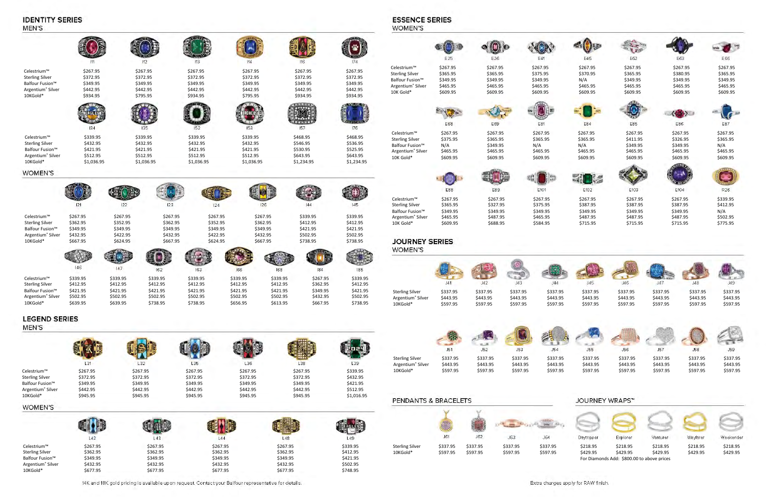## IDENTITY SERIES

### MEN'S

| | I11 | I12 | I13 | I14 | I16 | I74 |
|---|---|---|---|---|---|---|
| Celestrium™ | $267.95 | $267.95 | $267.95 | $267.95 | $267.95 | $267.95 |
| Sterling Silver | $372.95 | $372.95 | $372.95 | $372.95 | $372.95 | $372.95 |
| Balfour Fusion™ | $349.95 | $349.95 | $349.95 | $349.95 | $349.95 | $349.95 |
| Argentium® Silver | $442.95 | $442.95 | $442.95 | $442.95 | $442.95 | $442.95 |
| 10KGold* | $934.95 | $795.95 | $934.95 | $795.95 | $934.95 | $934.95 |

| | I34 | I35 | I52 | I53 | I57 | I76 |
|---|---|---|---|---|---|---|
| Celestrium™ | $339.95 | $339.95 | $339.95 | $339.95 | $468.95 | $468.95 |
| Sterling Silver | $432.95 | $432.95 | $432.95 | $432.95 | $546.95 | $536.95 |
| Balfour Fusion™ | $421.95 | $421.95 | $421.95 | $421.95 | $530.95 | $525.95 |
| Argentium® Silver | $512.95 | $512.95 | $512.95 | $512.95 | $643.95 | $643.95 |
| 10KGold* | $1,036.95 | $1,036.95 | $1,036.95 | $1,036.95 | $1,234.95 | $1,234.95 |

### WOMEN'S

| | I21 | I22 | I23 | I24 | I26 | I44 | I45 |
|---|---|---|---|---|---|---|---|
| Celestrium™ | $267.95 | $267.95 | $267.95 | $267.95 | $267.95 | $339.95 | $339.95 |
| Sterling Silver | $362.95 | $352.95 | $362.95 | $352.95 | $362.95 | $412.95 | $412.95 |
| Balfour Fusion™ | $349.95 | $349.95 | $349.95 | $349.95 | $349.95 | $421.95 | $421.95 |
| Argentium® Silver | $432.95 | $422.95 | $432.95 | $422.95 | $432.95 | $502.95 | $502.95 |
| 10KGold* | $667.95 | $624.95 | $667.95 | $624.95 | $667.95 | $738.95 | $738.95 |

| | I46 | I47 | I62 | I63 | I66 | I68 | I84 | I85 |
|---|---|---|---|---|---|---|---|---|
| Celestrium™ | $339.95 | $339.95 | $339.95 | $339.95 | $339.95 | $339.95 | $267.95 | $339.95 |
| Sterling Silver | $412.95 | $412.95 | $412.95 | $412.95 | $412.95 | $412.95 | $362.95 | $412.95 |
| Balfour Fusion™ | $421.95 | $421.95 | $421.95 | $421.95 | $421.95 | $421.95 | $349.95 | $421.95 |
| Argentium® Silver | $502.95 | $502.95 | $502.95 | $502.95 | $502.95 | $502.95 | $432.95 | $502.95 |
| 10KGold* | $639.95 | $639.95 | $738.95 | $738.95 | $656.95 | $613.95 | $667.95 | $738.95 |

## LEGEND SERIES

### MEN'S

| | L31 | L32 | L35 | L36 | L38 | L39 |
|---|---|---|---|---|---|---|
| Celestrium™ | $267.95 | $267.95 | $267.95 | $267.95 | $267.95 | $339.95 |
| Sterling Silver | $372.95 | $372.95 | $372.95 | $372.95 | $372.95 | $432.95 |
| Balfour Fusion™ | $349.95 | $349.95 | $349.95 | $349.95 | $349.95 | $421.95 |
| Argentium® Silver | $442.95 | $442.95 | $442.95 | $442.95 | $442.95 | $512.95 |
| 10KGold* | $945.95 | $945.95 | $945.95 | $945.95 | $945.95 | $1,016.95 |

### WOMEN'S

| | L42 | L43 | L44 | L48 | L49 |
|---|---|---|---|---|---|
| Celestrium™ | $267.95 | $267.95 | $267.95 | $267.95 | $339.95 |
| Sterling Silver | $362.95 | $362.95 | $362.95 | $362.95 | $412.95 |
| Balfour Fusion™ | $349.95 | $349.95 | $349.95 | $349.95 | $421.95 |
| Argentium® Silver | $432.95 | $432.95 | $432.95 | $432.95 | $502.95 |
| 10KGold* | $677.95 | $677.95 | $677.95 | $677.95 | $748.95 |

14K and 18K gold pricing is available upon request. Contact your Balfour representative for details.

## ESSENCE SERIES

### WOMEN'S

| | E25 | E26 | E41 | E46 | E62 | E63 | E66 |
|---|---|---|---|---|---|---|---|
| Celestrium™ | $267.95 | $267.95 | $267.95 | $267.95 | $267.95 | $267.95 | $267.95 |
| Sterling Silver | $365.95 | $365.95 | $375.95 | $370.95 | $365.95 | $380.95 | $365.95 |
| Balfour Fusion™ | $349.95 | $349.95 | $349.95 | N/A | $349.95 | $349.95 | $349.95 |
| Argentium® Silver | $465.95 | $465.95 | $465.95 | $465.95 | $465.95 | $465.95 | $465.95 |
| 10K Gold* | $609.95 | $609.95 | $609.95 | $609.95 | $609.95 | $609.95 | $609.95 |

| | E68 | E69 | E81 | E84 | E85 | E86 | E87 |
|---|---|---|---|---|---|---|---|
| Celestrium™ | $267.95 | $267.95 | $267.95 | $267.95 | $267.95 | $267.95 | $267.95 |
| Sterling Silver | $375.95 | $365.95 | $365.95 | $365.95 | $411.95 | $326.95 | $365.95 |
| Balfour Fusion™ | N/A | $349.95 | N/A | N/A | $349.95 | $349.95 | N/A |
| Argentium® Silver | $465.95 | $465.95 | $465.95 | $465.95 | $465.95 | $465.95 | $465.95 |
| 10K Gold* | $609.95 | $609.95 | $609.95 | $609.95 | $609.95 | $609.95 | $609.95 |

| | E88 | E89 | E101 | E102 | E103 | E104 | R26 |
|---|---|---|---|---|---|---|---|
| Celestrium™ | $267.95 | $267.95 | $267.95 | $267.95 | $267.95 | $267.95 | $339.95 |
| Sterling Silver | $365.95 | $327.95 | $375.95 | $387.95 | $387.95 | $387.95 | $412.95 |
| Balfour Fusion™ | $349.95 | $349.95 | $349.95 | $349.95 | $349.95 | $349.95 | N/A |
| Argentium® Silver | $465.95 | $487.95 | $465.95 | $487.95 | $487.95 | $487.95 | $502.95 |
| 10K Gold* | $609.95 | $688.95 | $584.95 | $715.95 | $715.95 | $715.95 | $775.95 |

## JOURNEY SERIES

### WOMEN'S

| | J41 | J42 | J43 | J44 | J45 | J46 | J47 | J48 | J49 |
|---|---|---|---|---|---|---|---|---|---|
| Sterling Silver | $337.95 | $337.95 | $337.95 | $337.95 | $337.95 | $337.95 | $337.95 | $337.95 | $337.95 |
| Argentium® Silver | $443.95 | $443.95 | $443.95 | $443.95 | $443.95 | $443.95 | $443.95 | $443.95 | $443.95 |
| 10KGold* | $597.95 | $597.95 | $597.95 | $597.95 | $597.95 | $597.95 | $597.95 | $597.95 | $597.95 |

| | J51 | J52 | J53 | J54 | J55 | J56 | J57 | J58 | J59 |
|---|---|---|---|---|---|---|---|---|---|
| Sterling Silver | $337.95 | $337.95 | $337.95 | $337.95 | $337.95 | $337.95 | $337.95 | $337.95 | $337.95 |
| Argentium® Silver | $443.95 | $443.95 | $443.95 | $443.95 | $443.95 | $443.95 | $443.95 | $443.95 | $443.95 |
| 10KGold* | $597.95 | $597.95 | $597.95 | $597.95 | $597.95 | $597.95 | $597.95 | $597.95 | $597.95 |

## PENDANTS & BRACELETS

| | J61 | J62 | J63 | J64 |
|---|---|---|---|---|
| Sterling Silver | $337.95 | $337.95 | $337.95 | $337.95 |
| 10KGold* | $597.95 | $597.95 | $597.95 | $597.95 |

## JOURNEY WRAPS™

| Daytripper | Explorer | Venturer | Wayfarer | Weekender |
|---|---|---|---|---|
| $218.95 | $218.95 | $218.95 | $218.95 | $218.95 |
| $429.95 | $429.95 | $429.95 | $429.95 | $429.95 |

For Diamonds Add: $800.00 to above prices

Extra charges apply for RAW finish.